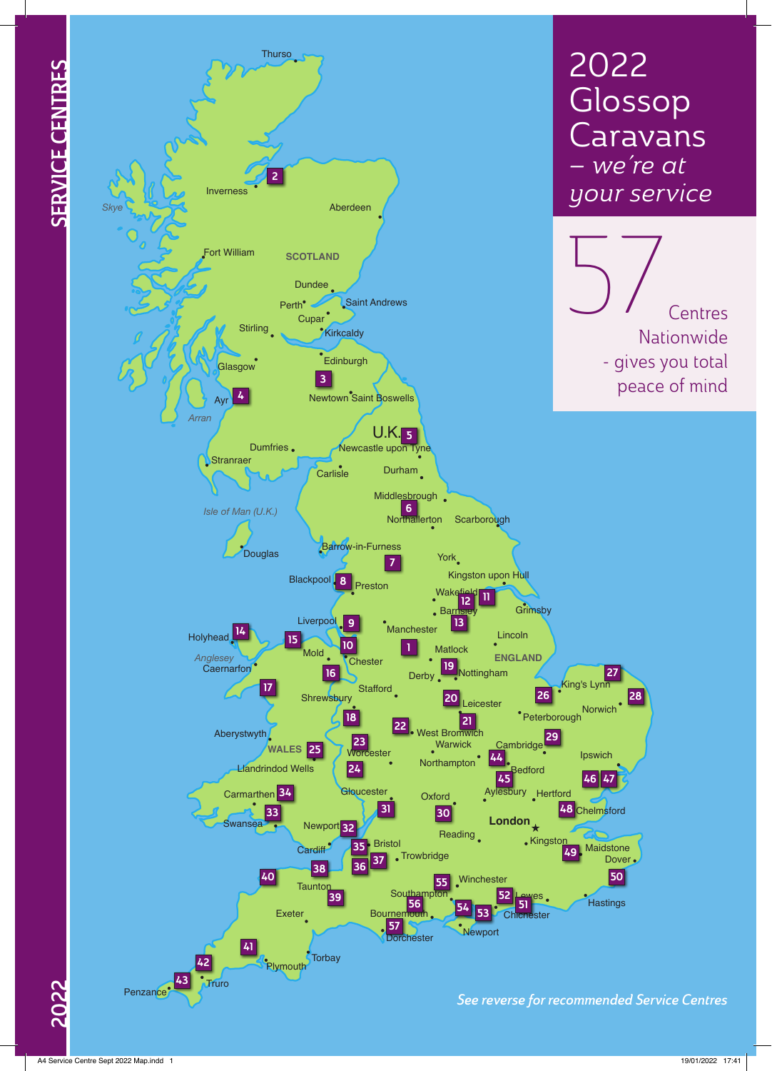# SERVICE CENTRES

# 2022 Glossop Caravans

*– we're at your service*

## 57 Centres Nationwide - gives you total peace of mind

Thurso, Inverness, Skye, Aberdeen, Fort William, SCOTLAND, Dundee, Perth, Saint Andrews, Cupar, Stirling, Kirkcaldy, Edinburgh, Glasgow, Newtown Saint Boswells, Ayr, Arran, U.K., Dumfries, Newcastle upon Tyne, Stranraer, Carlisle, Durham, Middlesbrough, Isle of Man (U.K.), Northallerton, Scarborough, Douglas, Barrow-in-Furness, York, Blackpool, Preston, Kingston upon Hull, Wakefield, Barnsley, Grimsby, Liverpool, Manchester, Holyhead, Lincoln, Anglesey, Mold, Matlock, Caernarfon, Chester, ENGLAND, Derby, Nottingham, Stafford, King's Lynn, Shrewsbury, Leicester, Norwich, Peterborough, Aberystwyth, West Bromwich, Warwick, WALES, Worcester, Cambridge, Ipswich, Northampton, Llandrindod Wells, Bedford, Carmarthen, Gloucester, Aylesbury, Hertford, Oxford, Chelmsford, Swansea, London, Newport, Bristol, Reading, Kingston, Cardiff, Trowbridge, Maidstone, Dover, Taunton, Winchester, Southampton, Lewes, Hastings, Exeter, Bournemouth, Chichester, Dorchester, Newport, Torbay, Plymouth, Truro, Penzance

*See reverse for recommended Service Centres*

2022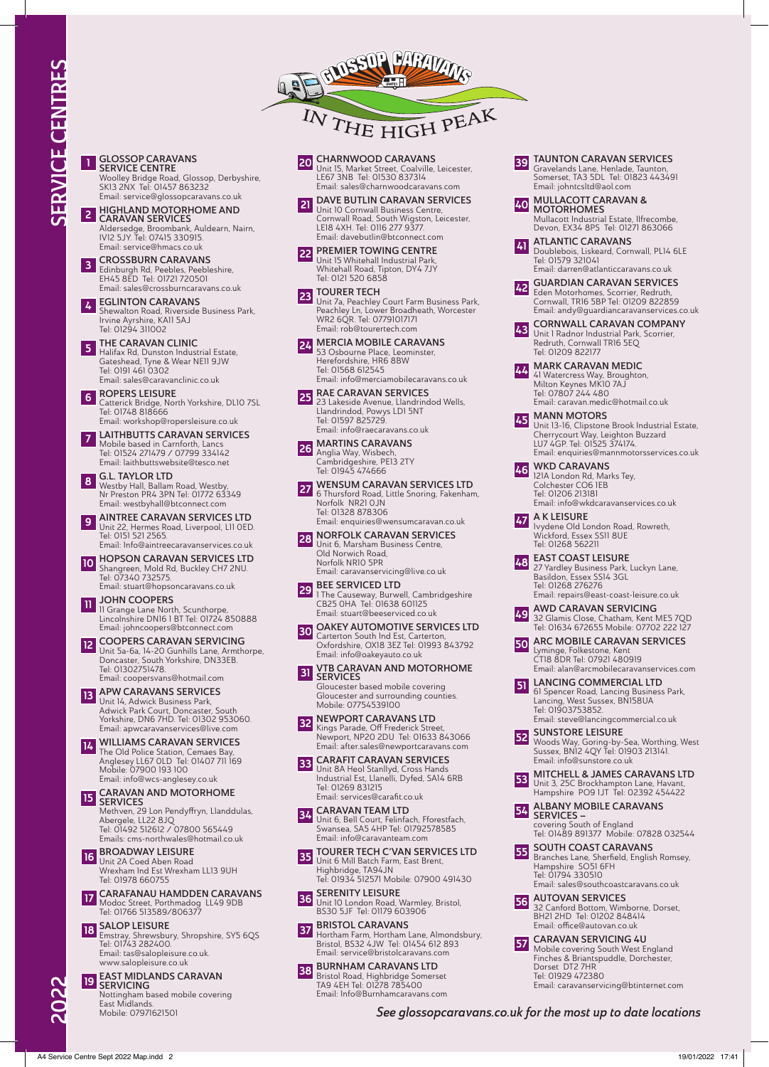# SERVICE CENTRES 2022

GLOSSOP CARAVANS
IN THE HIGH PEAK

**1 GLOSSOP CARAVANS SERVICE CENTRE**
Woolley Bridge Road, Glossop, Derbyshire, SK13 2NX Tel: 01457 863232
Email: service@glossopcaravans.co.uk

**2 HIGHLAND MOTORHOME AND CARAVAN SERVICES**
Aldersedge, Broombank, Auldearn, Nairn, IV12 5JY. Tel: 07415 330915.
Email: service@hmacs.co.uk

**3 CROSSBURN CARAVANS**
Edinburgh Rd, Peebles, Peebleshire, EH45 8ED Tel: 01721 720501
Email: sales@crossburncaravans.co.uk

**4 EGLINTON CARAVANS**
Shewalton Road, Riverside Business Park, Irvine Ayrshire, KA11 5AJ
Tel: 01294 311002

**5 THE CARAVAN CLINIC**
Halifax Rd, Dunston Industrial Estate, Gateshead, Tyne & Wear NE11 9JW
Tel: 0191 461 0302
Email: sales@caravanclinic.co.uk

**6 ROPERS LEISURE**
Catterick Bridge, North Yorkshire, DL10 7SL
Tel: 01748 818666
Email: workshop@ropersleisure.co.uk

**7 LAITHBUTTS CARAVAN SERVICES**
Mobile based in Carnforth, Lancs
Tel: 01524 271479 / 07799 334142
Email: laithbuttswebsite@tesco.net

**8 G.L. TAYLOR LTD**
Westby Hall, Ballam Road, Westby, Nr Preston PR4 3PN Tel: 01772 63349
Email: westbyhall@btconnect.com

**9 AINTREE CARAVAN SERVICES LTD**
Unit 22, Hermes Road, Liverpool, L11 0ED.
Tel: 0151 521 2565.
Email: Info@aintreecaravanservices.co.uk

**10 HOPSON CARAVAN SERVICES LTD**
Shangreen, Mold Rd, Buckley CH7 2NU.
Tel: 07340 732575.
Email: stuart@hopsoncaravans.co.uk

**11 JOHN COOPERS**
11 Grange Lane North, Scunthorpe, Lincolnshire DN16 1 BT Tel: 01724 850888
Email: johncoopers@btconnect.com

**12 COOPERS CARAVAN SERVICING**
Unit 5a-6a, 14-20 Gunhills Lane, Armthorpe, Doncaster, South Yorkshire, DN33EB.
Tel: 01302751478.
Email: coopersvans@hotmail.com

**13 APW CARAVANS SERVICES**
Unit 14, Adwick Business Park, Adwick Park Court, Doncaster, South Yorkshire, DN6 7HD. Tel: 01302 953060.
Email: apwcaravanservices@live.com

**14 WILLIAMS CARAVAN SERVICES**
The Old Police Station, Cemaes Bay, Anglesey LL67 0LD Tel: 01407 711 169
Mobile: 07900 193 100
Email: info@wcs-anglesey.co.uk

**15 CARAVAN AND MOTORHOME SERVICES**
Methven, 29 Lon Pendyffryn, Llanddulas, Abergele, LL22 8JQ
Tel: 01492 512612 / 07800 565449
Emails: cms-northwales@hotmail.co.uk

**16 BROADWAY LEISURE**
Unit 2A Coed Aben Road
Wrexham Ind Est Wrexham LL13 9UH
Tel: 01978 660755

**17 CARAFANAU HAMDDEN CARAVANS**
Modoc Street, Porthmadog LL49 9DB
Tel: 01766 513589/806377

**18 SALOP LEISURE**
Emstray, Shrewsbury, Shropshire, SY5 6QS
Tel: 01743 282400.
Email: tas@salopleisure.co.uk.
www.salopleisure.co.uk

**19 EAST MIDLANDS CARAVAN SERVICING**
Nottingham based mobile covering East Midlands.
Mobile: 07971621501

**20 CHARNWOOD CARAVANS**
Unit 15, Market Street, Coalville, Leicester, LE67 3NB Tel: 01530 837314
Email: sales@charnwoodcaravans.com

**21 DAVE BUTLIN CARAVAN SERVICES**
Unit 10 Cornwall Business Centre, Cornwall Road, South Wigston, Leicester, LE18 4XH. Tel: 0116 277 9377.
Email: davebutlin@btconnect.com

**22 PREMIER TOWING CENTRE**
Unit 15 Whitehall Industrial Park, Whitehall Road, Tipton, DY4 7JY
Tel: 0121 520 6858

**23 TOURER TECH**
Unit 7a, Peachley Court Farm Business Park, Peachley Ln, Lower Broadheath, Worcester WR2 6QR. Tel: 07791017171
Email: rob@tourertech.com

**24 MERCIA MOBILE CARAVANS**
53 Osbourne Place, Leominster, Herefordshire, HR6 8BW
Tel: 01568 612545
Email: info@merciamobilecaravans.co.uk

**25 RAE CARAVAN SERVICES**
23 Lakeside Avenue, Llandrindod Wells, Llandrindod, Powys LD1 5NT
Tel: 01597 825729.
Email: info@raecaravans.co.uk

**26 MARTINS CARAVANS**
Anglia Way, Wisbech, Cambridgeshire, PE13 2TY
Tel: 01945 474666

**27 WENSUM CARAVAN SERVICES LTD**
6 Thursford Road, Little Snoring, Fakenham, Norfolk NR21 0JN
Tel: 01328 878306
Email: enquiries@wensumcaravan.co.uk

**28 NORFOLK CARAVAN SERVICES**
Unit 6, Marsham Business Centre, Old Norwich Road, Norfolk NR10 5PR
Email: caravanservicing@live.co.uk

**29 BEE SERVICED LTD**
1 The Causeway, Burwell, Cambridgeshire CB25 0HA Tel: 01638 601125
Email: stuart@beeserviced.co.uk

**30 OAKEY AUTOMOTIVE SERVICES LTD**
Carterton South Ind Est, Carterton, Oxfordshire, OX18 3EZ Tel: 01993 843792
Email: info@oakeyauto.co.uk

**31 VTB CARAVAN AND MOTORHOME SERVICES**
Gloucester based mobile covering Gloucester and surrounding counties.
Mobile: 07754539100

**32 NEWPORT CARAVANS LTD**
Kings Parade, Off Frederick Street, Newport, NP20 2DU Tel: 01633 843066
Email: after.sales@newportcaravans.com

**33 CARAFIT CARAVAN SERVICES**
Unit 8A Heol Stanllyd, Cross Hands Industrial Est, Llanelli, Dyfed, SA14 6RB
Tel: 01269 831215
Email: services@carafit.co.uk

**34 CARAVAN TEAM LTD**
Unit 6, Bell Court, Felinfach, Fforestfach, Swansea, SA5 4HP Tel: 01792578585
Email: info@caravanteam.com

**35 TOURER TECH C'VAN SERVICES LTD**
Unit 6 Mill Batch Farm, East Brent, Highbridge, TA94JN
Tel: 01934 512571 Mobile: 07900 491430

**36 SERENITY LEISURE**
Unit 10 London Road, Warmley, Bristol, BS30 5JF Tel: 01179 603906

**37 BRISTOL CARAVANS**
Hortham Farm, Hortham Lane, Almondsbury, Bristol, BS32 4JW Tel: 01454 612 893
Email: service@bristolcaravans.com

**38 BURNHAM CARAVANS LTD**
Bristol Road, Highbridge Somerset TA9 4EH Tel: 01278 785400
Email: Info@Burnhamcaravans.com

**39 TAUNTON CARAVAN SERVICES**
Gravelands Lane, Henlade, Taunton, Somerset, TA3 5DL Tel: 01823 443491
Email: johntcsltd@aol.com

**40 MULLACOTT CARAVAN & MOTORHOMES**
Mullacott Industrial Estate, Ilfrecombe, Devon, EX34 8PS Tel: 01271 863066

**41 ATLANTIC CARAVANS**
Doublebois, Liskeard, Cornwall, PL14 6LE
Tel: 01579 321041
Email: darren@atlanticcaravans.co.uk

**42 GUARDIAN CARAVAN SERVICES**
Eden Motorhomes, Scorrier, Redruth, Cornwall, TR16 5BP Tel: 01209 822859
Email: andy@guardiancaravanservices.co.uk

**43 CORNWALL CARAVAN COMPANY**
Unit 1 Radnor Industrial Park, Scorrier, Redruth, Cornwall TR16 5EQ
Tel: 01209 822177

**44 MARK CARAVAN MEDIC**
41 Watercress Way, Broughton, Milton Keynes MK10 7AJ
Tel: 07807 244 480
Email: caravan.medic@hotmail.co.uk

**45 MANN MOTORS**
Unit 13-16, Clipstone Brook Industrial Estate, Cherrycourt Way, Leighton Buzzard LU7 4GP. Tel: 01525 374174.
Email: enquiries@mannmotorsservices.co.uk

**46 WKD CARAVANS**
121A London Rd, Marks Tey, Colchester CO6 1EB
Tel: 01206 213181
Email: info@wkdcaravanservices.co.uk

**47 A K LEISURE**
Ivydene Old London Road, Rowreth, Wickford, Essex SS11 8UE
Tel: 01268 562211

**48 EAST COAST LEISURE**
27 Yardley Business Park, Luckyn Lane, Basildon, Essex SS14 3GL
Tel: 01268 276276
Email: repairs@east-coast-leisure.co.uk

**49 AWD CARAVAN SERVICING**
32 Glamis Close, Chatham, Kent ME5 7QD
Tel: 01634 672655 Mobile: 07702 222 127

**50 ARC MOBILE CARAVAN SERVICES**
Lyminge, Folkestone, Kent CT18 8DR Tel: 07921 480919
Email: alan@arcmobilecaravanservices.com

**51 LANCING COMMERCIAL LTD**
61 Spencer Road, Lancing Business Park, Lancing, West Sussex, BN158UA
Tel: 01903753852.
Email: steve@lancingcommercial.co.uk

**52 SUNSTORE LEISURE**
Woods Way, Goring-by-Sea, Worthing, West Sussex, BN12 4QY Tel: 01903 213141.
Email: info@sunstore.co.uk

**53 MITCHELL & JAMES CARAVANS LTD**
Unit 3, 25C Brockhampton Lane, Havant, Hampshire PO9 1JT Tel: 02392 454422

**54 ALBANY MOBILE CARAVANS SERVICES –**
covering South of England
Tel: 01489 891377 Mobile: 07828 032544

**55 SOUTH COAST CARAVANS**
Branches Lane, Sherfield, English Romsey, Hampshire SO51 6FH
Tel: 01794 330510
Email: sales@southcoastcaravans.co.uk

**56 AUTOVAN SERVICES**
32 Canford Bottom, Wimborne, Dorset, BH21 2HD Tel: 01202 848414
Email: office@autovan.co.uk

**57 CARAVAN SERVICING 4U**
Mobile covering South West England
Finches & Briantspuddle, Dorchester, Dorset DT2 7HR
Tel: 01929 472380
Email: caravanservicing@btinternet.com

*See glossopcaravans.co.uk for the most up to date locations*